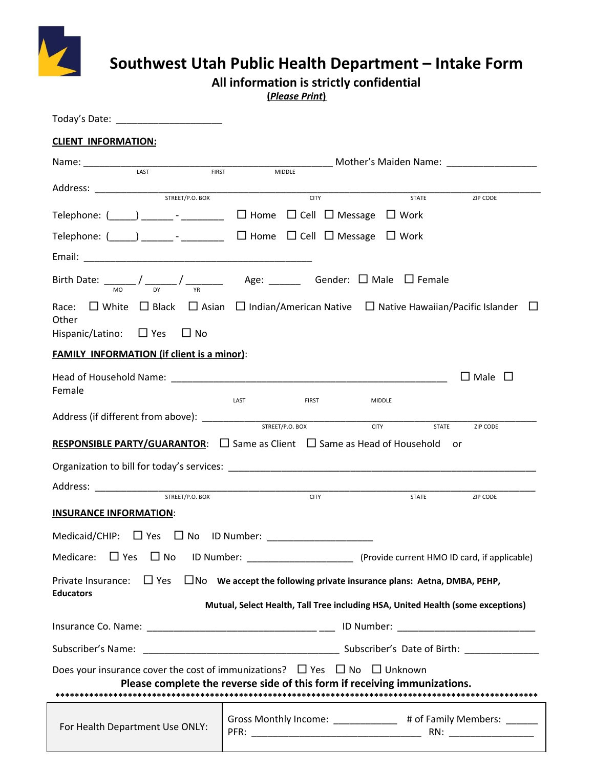# Southwest Utah Public Health Department – Intake Form

## All information is strictly confidential

**(*Please Print*)**

Today's Date: ___________________

**CLIENT INFORMATION:**

Name: _____________________________________________ Mother's Maiden Name: ________________
LAST FIRST MIDDLE

Address: ____________________________________________________________________________
STREET/P.O. BOX CITY STATE ZIP CODE

Telephone: (_____) ______ - ________ ☐ Home ☐ Cell ☐ Message ☐ Work

Telephone: (_____) ______ - ________ ☐ Home ☐ Cell ☐ Message ☐ Work

Email: ___________________________________________

Birth Date: ______ / ______ / _______ Age: ______ Gender: ☐ Male ☐ Female
MO DY YR

Race: ☐ White ☐ Black ☐ Asian ☐ Indian/American Native ☐ Native Hawaiian/Pacific Islander ☐ Other

Hispanic/Latino: ☐ Yes ☐ No

**FAMILY INFORMATION (if client is a minor)**:

Head of Household Name: __________________________________________________ ☐ Male ☐ Female
LAST FIRST MIDDLE

Address (if different from above): ____________________________________________________
STREET/P.O. BOX CITY STATE ZIP CODE

**RESPONSIBLE PARTY/GUARANTOR**: ☐ Same as Client ☐ Same as Head of Household or

Organization to bill for today's services: _______________________________________________

Address: ____________________________________________________________________________
STREET/P.O. BOX CITY STATE ZIP CODE

**INSURANCE INFORMATION**:

Medicaid/CHIP: ☐ Yes ☐ No ID Number: ___________________

Medicare: ☐ Yes ☐ No ID Number: ___________________ (Provide current HMO ID card, if applicable)

Private Insurance: ☐ Yes ☐No **We accept the following private insurance plans: Aetna, DMBA, PEHP, Educators Mutual, Select Health, Tall Tree including HSA, United Health (some exceptions)**

Insurance Co. Name: ______________________________ ___ ID Number: _________________________

Subscriber's Name: ____________________________________ Subscriber's Date of Birth: _____________

Does your insurance cover the cost of immunizations? ☐ Yes ☐ No ☐ Unknown

**Please complete the reverse side of this form if receiving immunizations.**

****************************************************************************************************

| For Health Department Use ONLY: | Gross Monthly Income: ____________ # of Family Members: ______<br>PFR: ________________________________ RN: ________________ |
|---|---|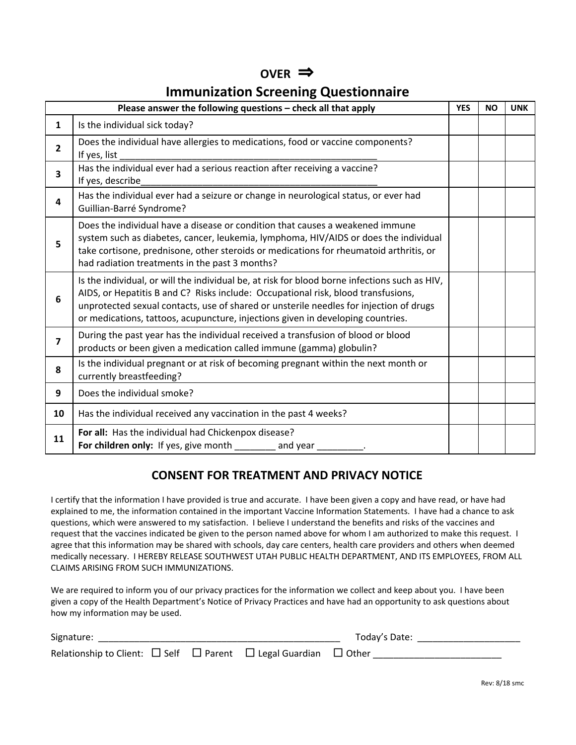**OVER ⇒**

# Immunization Screening Questionnaire

| | Please answer the following questions – check all that apply | YES | NO | UNK |
|---|---|---|---|---|
| 1 | Is the individual sick today? | | | |
| 2 | Does the individual have allergies to medications, food or vaccine components?<br>If yes, list ______________________________________________ | | | |
| 3 | Has the individual ever had a serious reaction after receiving a vaccine?<br>If yes, describe______________________________________________ | | | |
| 4 | Has the individual ever had a seizure or change in neurological status, or ever had Guillian-Barré Syndrome? | | | |
| 5 | Does the individual have a disease or condition that causes a weakened immune system such as diabetes, cancer, leukemia, lymphoma, HIV/AIDS or does the individual take cortisone, prednisone, other steroids or medications for rheumatoid arthritis, or had radiation treatments in the past 3 months? | | | |
| 6 | Is the individual, or will the individual be, at risk for blood borne infections such as HIV, AIDS, or Hepatitis B and C? Risks include: Occupational risk, blood transfusions, unprotected sexual contacts, use of shared or unsterile needles for injection of drugs or medications, tattoos, acupuncture, injections given in developing countries. | | | |
| 7 | During the past year has the individual received a transfusion of blood or blood products or been given a medication called immune (gamma) globulin? | | | |
| 8 | Is the individual pregnant or at risk of becoming pregnant within the next month or currently breastfeeding? | | | |
| 9 | Does the individual smoke? | | | |
| 10 | Has the individual received any vaccination in the past 4 weeks? | | | |
| 11 | **For all:** Has the individual had Chickenpox disease?<br>**For children only:** If yes, give month ________ and year _________. | | | |

## CONSENT FOR TREATMENT AND PRIVACY NOTICE

I certify that the information I have provided is true and accurate. I have been given a copy and have read, or have had explained to me, the information contained in the important Vaccine Information Statements. I have had a chance to ask questions, which were answered to my satisfaction. I believe I understand the benefits and risks of the vaccines and request that the vaccines indicated be given to the person named above for whom I am authorized to make this request. I agree that this information may be shared with schools, day care centers, health care providers and others when deemed medically necessary. I HEREBY RELEASE SOUTHWEST UTAH PUBLIC HEALTH DEPARTMENT, AND ITS EMPLOYEES, FROM ALL CLAIMS ARISING FROM SUCH IMMUNIZATIONS.

We are required to inform you of our privacy practices for the information we collect and keep about you. I have been given a copy of the Health Department's Notice of Privacy Practices and have had an opportunity to ask questions about how my information may be used.

Signature: ________________________________________________ Today's Date: ____________________

Relationship to Client: ☐ Self ☐ Parent ☐ Legal Guardian ☐ Other _________________________

Rev: 8/18 smc